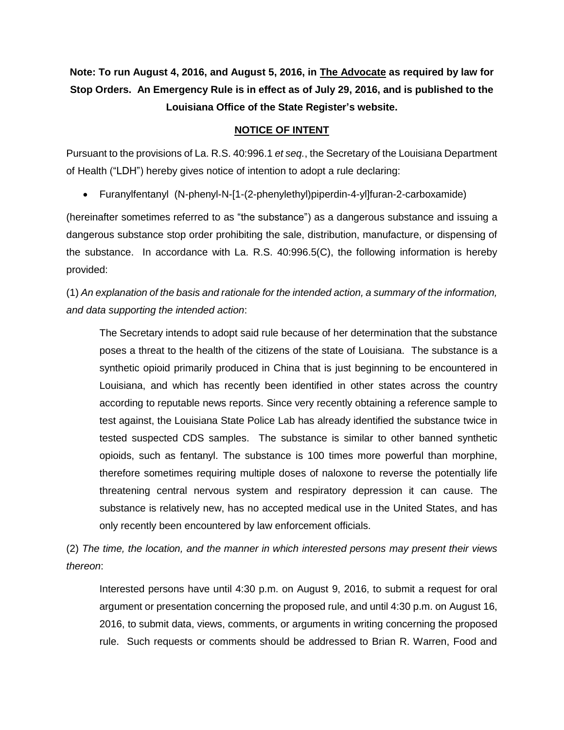**Note: To run August 4, 2016, and August 5, 2016, in The Advocate as required by law for Stop Orders. An Emergency Rule is in effect as of July 29, 2016, and is published to the Louisiana Office of the State Register's website.**

## NOTICE OF INTENT

Pursuant to the provisions of La. R.S. 40:996.1 *et seq.*, the Secretary of the Louisiana Department of Health ("LDH") hereby gives notice of intention to adopt a rule declaring:

- Furanylfentanyl (N-phenyl-N-[1-(2-phenylethyl)piperdin-4-yl]furan-2-carboxamide)

(hereinafter sometimes referred to as "the substance") as a dangerous substance and issuing a dangerous substance stop order prohibiting the sale, distribution, manufacture, or dispensing of the substance. In accordance with La. R.S. 40:996.5(C), the following information is hereby provided:

(1) *An explanation of the basis and rationale for the intended action, a summary of the information, and data supporting the intended action*:

> The Secretary intends to adopt said rule because of her determination that the substance poses a threat to the health of the citizens of the state of Louisiana. The substance is a synthetic opioid primarily produced in China that is just beginning to be encountered in Louisiana, and which has recently been identified in other states across the country according to reputable news reports. Since very recently obtaining a reference sample to test against, the Louisiana State Police Lab has already identified the substance twice in tested suspected CDS samples. The substance is similar to other banned synthetic opioids, such as fentanyl. The substance is 100 times more powerful than morphine, therefore sometimes requiring multiple doses of naloxone to reverse the potentially life threatening central nervous system and respiratory depression it can cause. The substance is relatively new, has no accepted medical use in the United States, and has only recently been encountered by law enforcement officials.

(2) *The time, the location, and the manner in which interested persons may present their views thereon*:

> Interested persons have until 4:30 p.m. on August 9, 2016, to submit a request for oral argument or presentation concerning the proposed rule, and until 4:30 p.m. on August 16, 2016, to submit data, views, comments, or arguments in writing concerning the proposed rule. Such requests or comments should be addressed to Brian R. Warren, Food and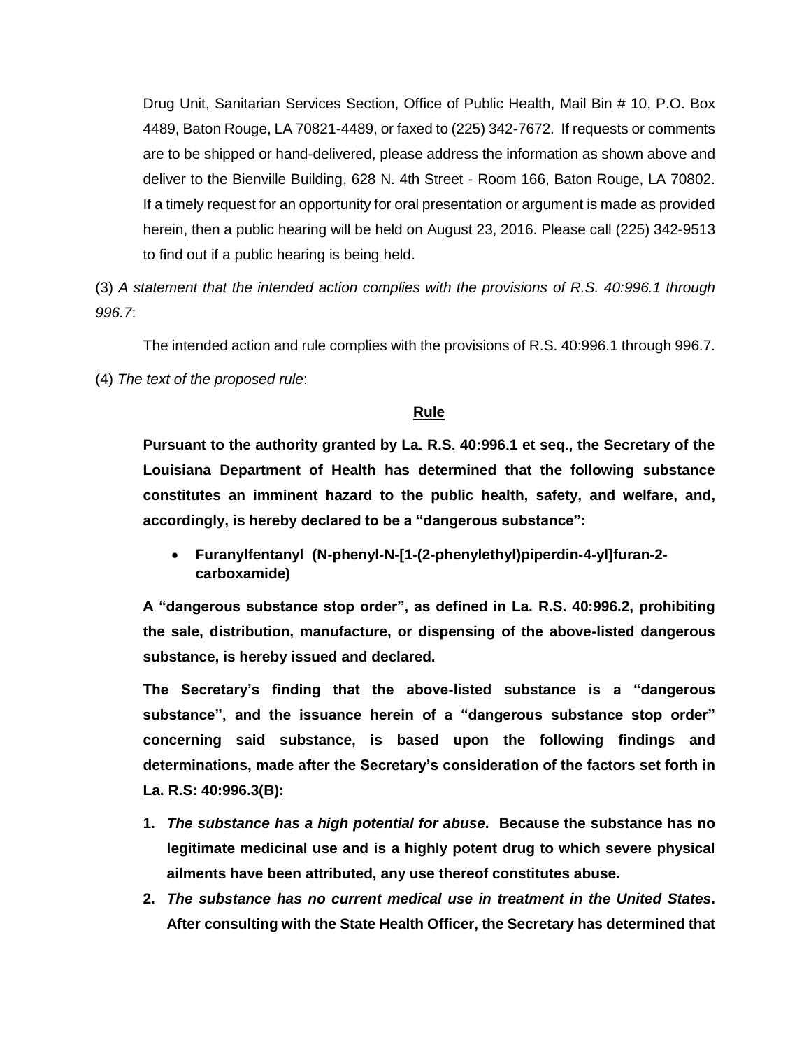Drug Unit, Sanitarian Services Section, Office of Public Health, Mail Bin # 10, P.O. Box 4489, Baton Rouge, LA 70821-4489, or faxed to (225) 342-7672. If requests or comments are to be shipped or hand-delivered, please address the information as shown above and deliver to the Bienville Building, 628 N. 4th Street - Room 166, Baton Rouge, LA 70802. If a timely request for an opportunity for oral presentation or argument is made as provided herein, then a public hearing will be held on August 23, 2016. Please call (225) 342-9513 to find out if a public hearing is being held.

(3) *A statement that the intended action complies with the provisions of R.S. 40:996.1 through 996.7*:

The intended action and rule complies with the provisions of R.S. 40:996.1 through 996.7.

(4) *The text of the proposed rule*:

**Rule**

**Pursuant to the authority granted by La. R.S. 40:996.1 et seq., the Secretary of the Louisiana Department of Health has determined that the following substance constitutes an imminent hazard to the public health, safety, and welfare, and, accordingly, is hereby declared to be a "dangerous substance":**

- **Furanylfentanyl (N-phenyl-N-[1-(2-phenylethyl)piperdin-4-yl]furan-2-carboxamide)**

**A "dangerous substance stop order", as defined in La. R.S. 40:996.2, prohibiting the sale, distribution, manufacture, or dispensing of the above-listed dangerous substance, is hereby issued and declared.**

**The Secretary's finding that the above-listed substance is a "dangerous substance", and the issuance herein of a "dangerous substance stop order" concerning said substance, is based upon the following findings and determinations, made after the Secretary's consideration of the factors set forth in La. R.S: 40:996.3(B):**

1. ***The substance has a high potential for abuse*. Because the substance has no legitimate medicinal use and is a highly potent drug to which severe physical ailments have been attributed, any use thereof constitutes abuse.**
2. ***The substance has no current medical use in treatment in the United States*. After consulting with the State Health Officer, the Secretary has determined that**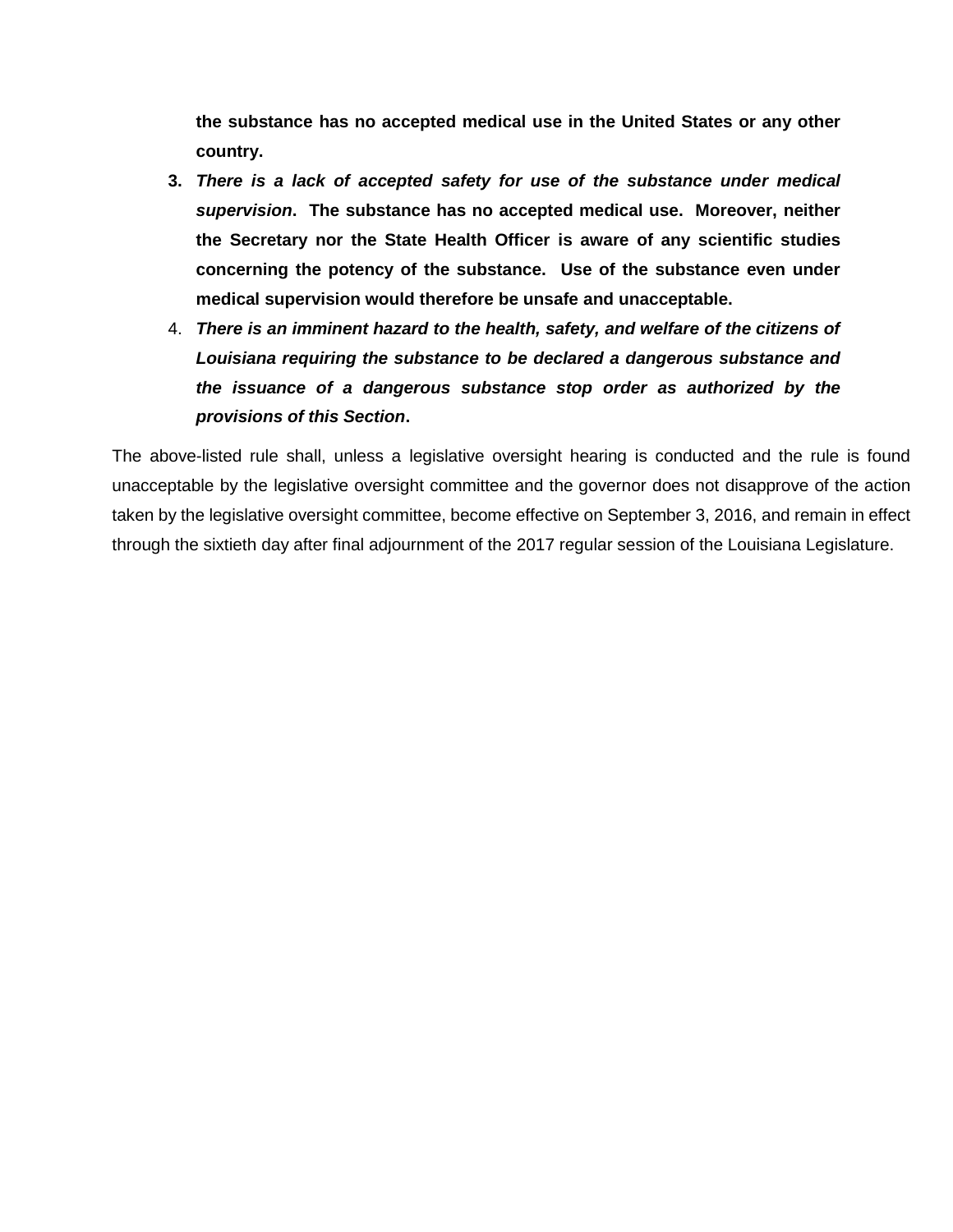**the substance has no accepted medical use in the United States or any other country.**

3. ***There is a lack of accepted safety for use of the substance under medical supervision*. The substance has no accepted medical use. Moreover, neither the Secretary nor the State Health Officer is aware of any scientific studies concerning the potency of the substance. Use of the substance even under medical supervision would therefore be unsafe and unacceptable.**
4. ***There is an imminent hazard to the health, safety, and welfare of the citizens of Louisiana requiring the substance to be declared a dangerous substance and the issuance of a dangerous substance stop order as authorized by the provisions of this Section*.**

The above-listed rule shall, unless a legislative oversight hearing is conducted and the rule is found unacceptable by the legislative oversight committee and the governor does not disapprove of the action taken by the legislative oversight committee, become effective on September 3, 2016, and remain in effect through the sixtieth day after final adjournment of the 2017 regular session of the Louisiana Legislature.